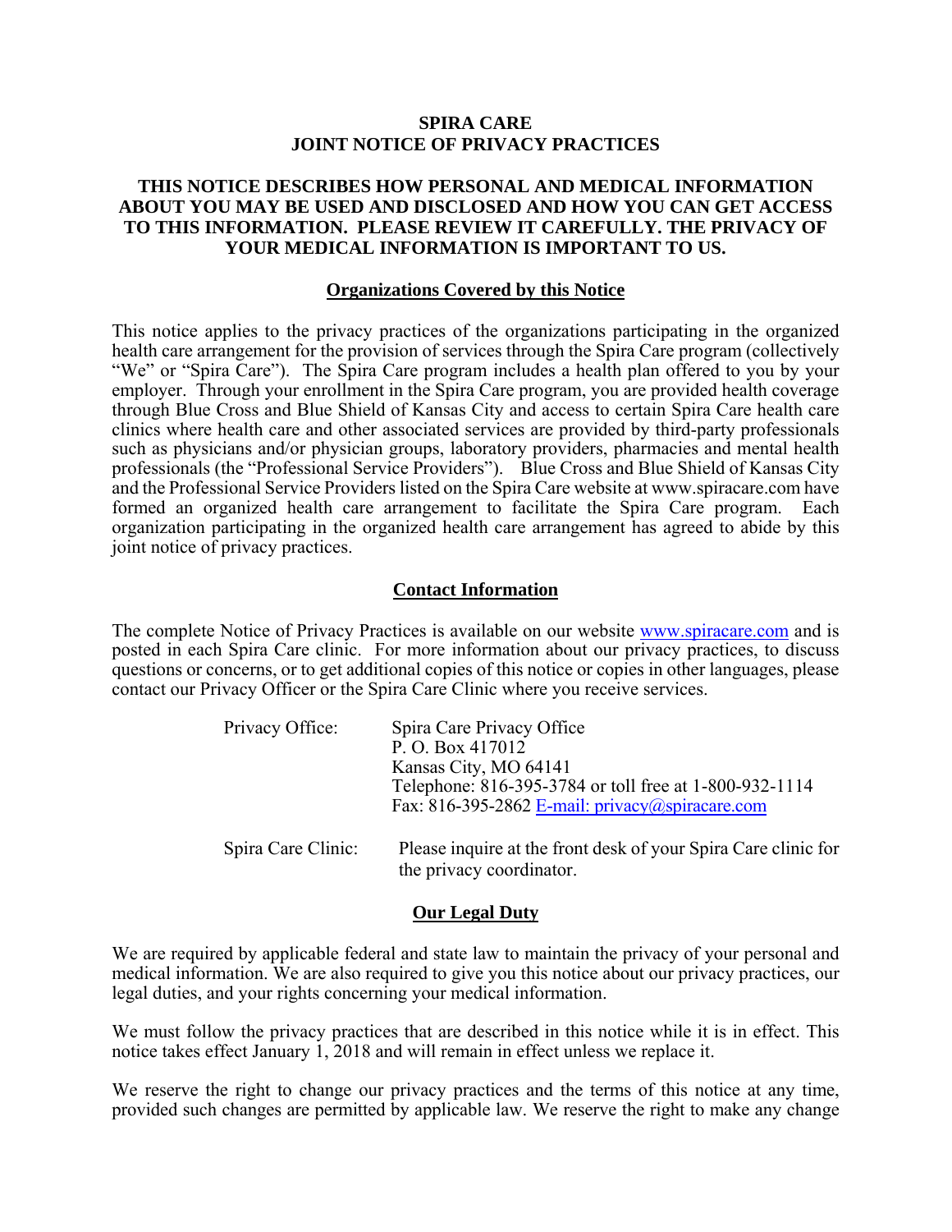# SPIRA CARE
# JOINT NOTICE OF PRIVACY PRACTICES

**THIS NOTICE DESCRIBES HOW PERSONAL AND MEDICAL INFORMATION ABOUT YOU MAY BE USED AND DISCLOSED AND HOW YOU CAN GET ACCESS TO THIS INFORMATION. PLEASE REVIEW IT CAREFULLY. THE PRIVACY OF YOUR MEDICAL INFORMATION IS IMPORTANT TO US.**

## Organizations Covered by this Notice

This notice applies to the privacy practices of the organizations participating in the organized health care arrangement for the provision of services through the Spira Care program (collectively "We" or "Spira Care"). The Spira Care program includes a health plan offered to you by your employer. Through your enrollment in the Spira Care program, you are provided health coverage through Blue Cross and Blue Shield of Kansas City and access to certain Spira Care health care clinics where health care and other associated services are provided by third-party professionals such as physicians and/or physician groups, laboratory providers, pharmacies and mental health professionals (the "Professional Service Providers"). Blue Cross and Blue Shield of Kansas City and the Professional Service Providers listed on the Spira Care website at www.spiracare.com have formed an organized health care arrangement to facilitate the Spira Care program. Each organization participating in the organized health care arrangement has agreed to abide by this joint notice of privacy practices.

## Contact Information

The complete Notice of Privacy Practices is available on our website www.spiracare.com and is posted in each Spira Care clinic. For more information about our privacy practices, to discuss questions or concerns, or to get additional copies of this notice or copies in other languages, please contact our Privacy Officer or the Spira Care Clinic where you receive services.

Privacy Office:
Spira Care Privacy Office
P. O. Box 417012
Kansas City, MO 64141
Telephone: 816-395-3784 or toll free at 1-800-932-1114
Fax: 816-395-2862 E-mail: privacy@spiracare.com

Spira Care Clinic:
Please inquire at the front desk of your Spira Care clinic for the privacy coordinator.

## Our Legal Duty

We are required by applicable federal and state law to maintain the privacy of your personal and medical information. We are also required to give you this notice about our privacy practices, our legal duties, and your rights concerning your medical information.

We must follow the privacy practices that are described in this notice while it is in effect. This notice takes effect January 1, 2018 and will remain in effect unless we replace it.

We reserve the right to change our privacy practices and the terms of this notice at any time, provided such changes are permitted by applicable law. We reserve the right to make any change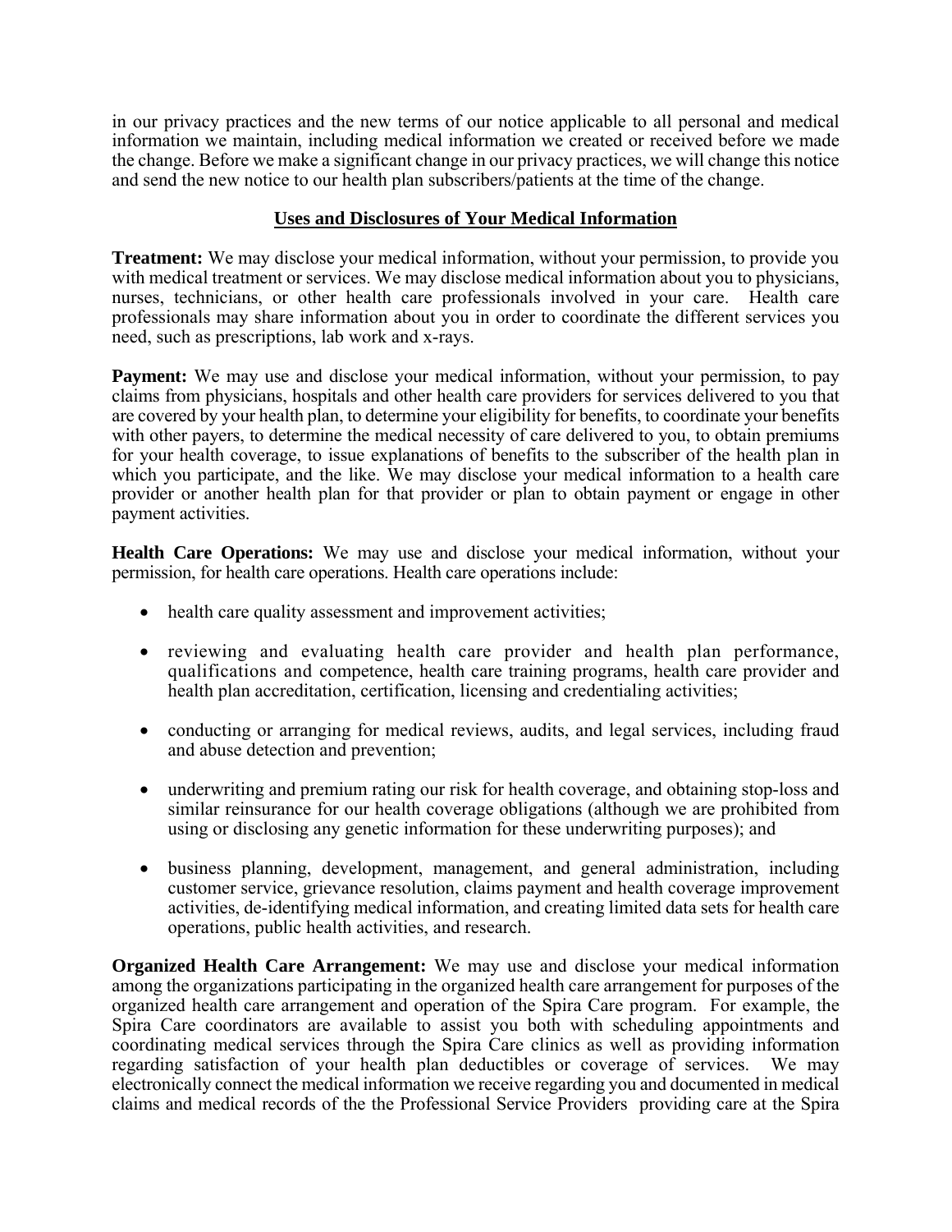in our privacy practices and the new terms of our notice applicable to all personal and medical information we maintain, including medical information we created or received before we made the change. Before we make a significant change in our privacy practices, we will change this notice and send the new notice to our health plan subscribers/patients at the time of the change.

## Uses and Disclosures of Your Medical Information

**Treatment:** We may disclose your medical information, without your permission, to provide you with medical treatment or services. We may disclose medical information about you to physicians, nurses, technicians, or other health care professionals involved in your care. Health care professionals may share information about you in order to coordinate the different services you need, such as prescriptions, lab work and x-rays.

**Payment:** We may use and disclose your medical information, without your permission, to pay claims from physicians, hospitals and other health care providers for services delivered to you that are covered by your health plan, to determine your eligibility for benefits, to coordinate your benefits with other payers, to determine the medical necessity of care delivered to you, to obtain premiums for your health coverage, to issue explanations of benefits to the subscriber of the health plan in which you participate, and the like. We may disclose your medical information to a health care provider or another health plan for that provider or plan to obtain payment or engage in other payment activities.

**Health Care Operations:** We may use and disclose your medical information, without your permission, for health care operations. Health care operations include:

- health care quality assessment and improvement activities;
- reviewing and evaluating health care provider and health plan performance, qualifications and competence, health care training programs, health care provider and health plan accreditation, certification, licensing and credentialing activities;
- conducting or arranging for medical reviews, audits, and legal services, including fraud and abuse detection and prevention;
- underwriting and premium rating our risk for health coverage, and obtaining stop-loss and similar reinsurance for our health coverage obligations (although we are prohibited from using or disclosing any genetic information for these underwriting purposes); and
- business planning, development, management, and general administration, including customer service, grievance resolution, claims payment and health coverage improvement activities, de-identifying medical information, and creating limited data sets for health care operations, public health activities, and research.

**Organized Health Care Arrangement:** We may use and disclose your medical information among the organizations participating in the organized health care arrangement for purposes of the organized health care arrangement and operation of the Spira Care program. For example, the Spira Care coordinators are available to assist you both with scheduling appointments and coordinating medical services through the Spira Care clinics as well as providing information regarding satisfaction of your health plan deductibles or coverage of services. We may electronically connect the medical information we receive regarding you and documented in medical claims and medical records of the the Professional Service Providers providing care at the Spira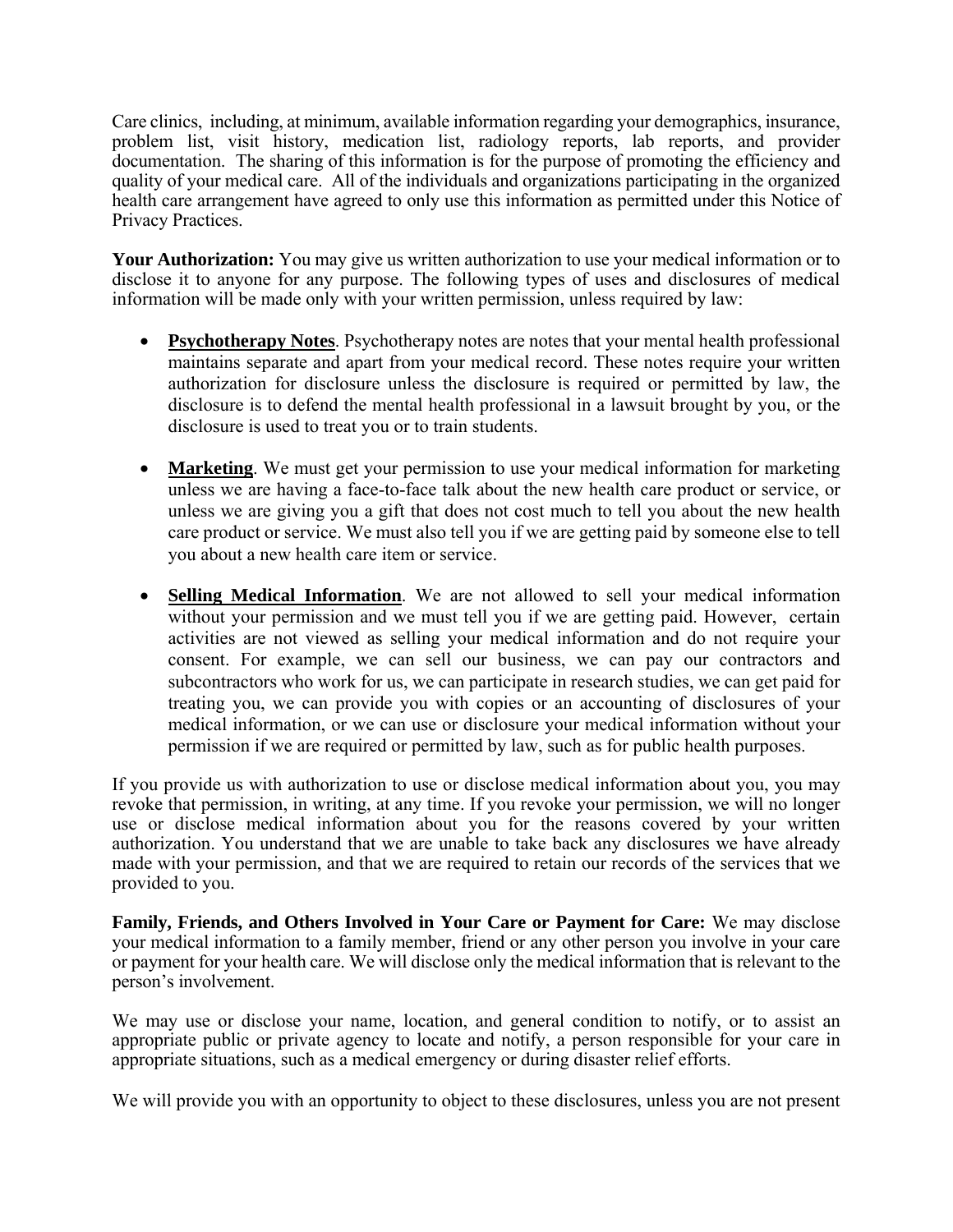Care clinics, including, at minimum, available information regarding your demographics, insurance, problem list, visit history, medication list, radiology reports, lab reports, and provider documentation. The sharing of this information is for the purpose of promoting the efficiency and quality of your medical care. All of the individuals and organizations participating in the organized health care arrangement have agreed to only use this information as permitted under this Notice of Privacy Practices.

**Your Authorization:** You may give us written authorization to use your medical information or to disclose it to anyone for any purpose. The following types of uses and disclosures of medical information will be made only with your written permission, unless required by law:

- **Psychotherapy Notes**. Psychotherapy notes are notes that your mental health professional maintains separate and apart from your medical record. These notes require your written authorization for disclosure unless the disclosure is required or permitted by law, the disclosure is to defend the mental health professional in a lawsuit brought by you, or the disclosure is used to treat you or to train students.

- **Marketing**. We must get your permission to use your medical information for marketing unless we are having a face-to-face talk about the new health care product or service, or unless we are giving you a gift that does not cost much to tell you about the new health care product or service. We must also tell you if we are getting paid by someone else to tell you about a new health care item or service.

- **Selling Medical Information**. We are not allowed to sell your medical information without your permission and we must tell you if we are getting paid. However, certain activities are not viewed as selling your medical information and do not require your consent. For example, we can sell our business, we can pay our contractors and subcontractors who work for us, we can participate in research studies, we can get paid for treating you, we can provide you with copies or an accounting of disclosures of your medical information, or we can use or disclosure your medical information without your permission if we are required or permitted by law, such as for public health purposes.

If you provide us with authorization to use or disclose medical information about you, you may revoke that permission, in writing, at any time. If you revoke your permission, we will no longer use or disclose medical information about you for the reasons covered by your written authorization. You understand that we are unable to take back any disclosures we have already made with your permission, and that we are required to retain our records of the services that we provided to you.

**Family, Friends, and Others Involved in Your Care or Payment for Care:** We may disclose your medical information to a family member, friend or any other person you involve in your care or payment for your health care. We will disclose only the medical information that is relevant to the person's involvement.

We may use or disclose your name, location, and general condition to notify, or to assist an appropriate public or private agency to locate and notify, a person responsible for your care in appropriate situations, such as a medical emergency or during disaster relief efforts.

We will provide you with an opportunity to object to these disclosures, unless you are not present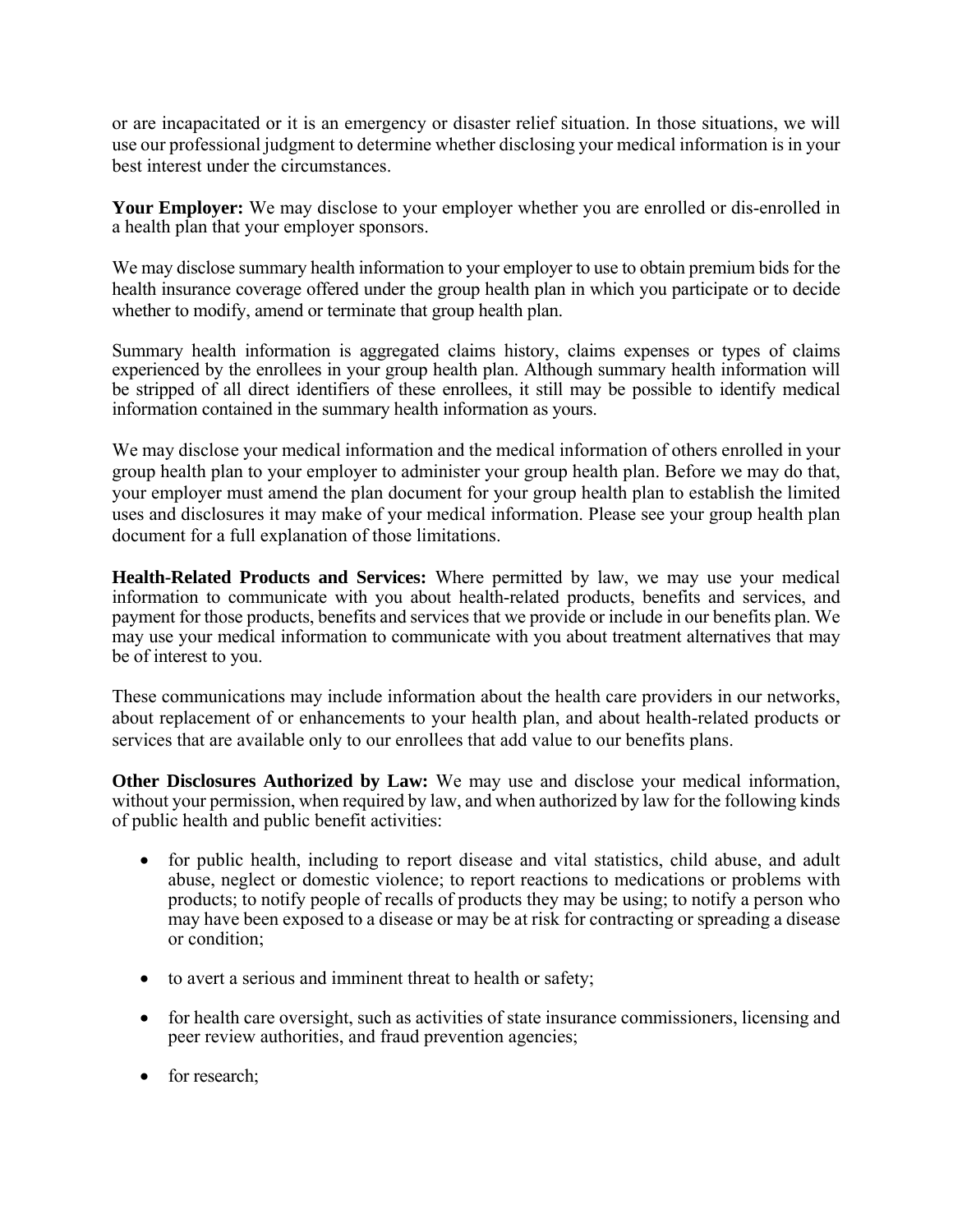or are incapacitated or it is an emergency or disaster relief situation. In those situations, we will use our professional judgment to determine whether disclosing your medical information is in your best interest under the circumstances.

**Your Employer:** We may disclose to your employer whether you are enrolled or dis-enrolled in a health plan that your employer sponsors.

We may disclose summary health information to your employer to use to obtain premium bids for the health insurance coverage offered under the group health plan in which you participate or to decide whether to modify, amend or terminate that group health plan.

Summary health information is aggregated claims history, claims expenses or types of claims experienced by the enrollees in your group health plan. Although summary health information will be stripped of all direct identifiers of these enrollees, it still may be possible to identify medical information contained in the summary health information as yours.

We may disclose your medical information and the medical information of others enrolled in your group health plan to your employer to administer your group health plan. Before we may do that, your employer must amend the plan document for your group health plan to establish the limited uses and disclosures it may make of your medical information. Please see your group health plan document for a full explanation of those limitations.

**Health-Related Products and Services:** Where permitted by law, we may use your medical information to communicate with you about health-related products, benefits and services, and payment for those products, benefits and services that we provide or include in our benefits plan. We may use your medical information to communicate with you about treatment alternatives that may be of interest to you.

These communications may include information about the health care providers in our networks, about replacement of or enhancements to your health plan, and about health-related products or services that are available only to our enrollees that add value to our benefits plans.

**Other Disclosures Authorized by Law:** We may use and disclose your medical information, without your permission, when required by law, and when authorized by law for the following kinds of public health and public benefit activities:

- for public health, including to report disease and vital statistics, child abuse, and adult abuse, neglect or domestic violence; to report reactions to medications or problems with products; to notify people of recalls of products they may be using; to notify a person who may have been exposed to a disease or may be at risk for contracting or spreading a disease or condition;
- to avert a serious and imminent threat to health or safety;
- for health care oversight, such as activities of state insurance commissioners, licensing and peer review authorities, and fraud prevention agencies;
- for research;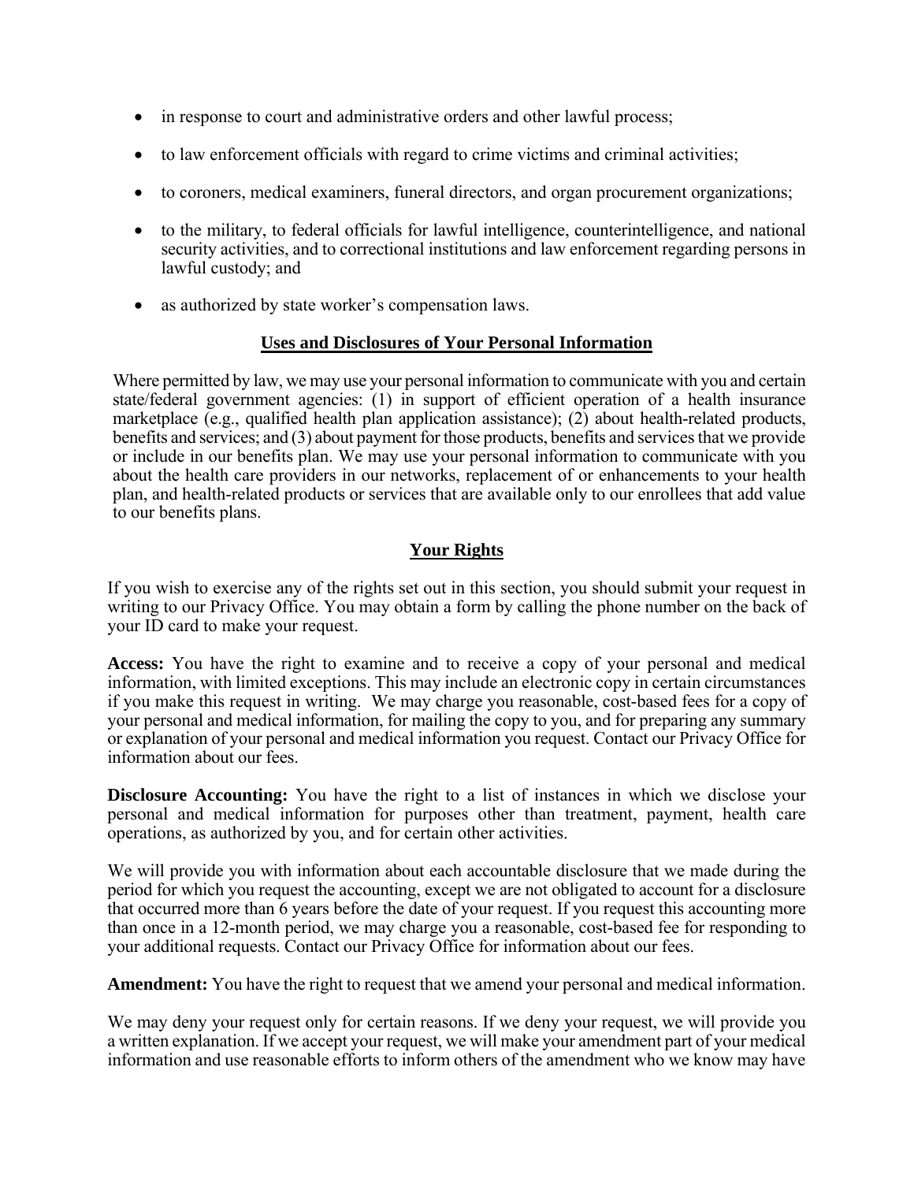- in response to court and administrative orders and other lawful process;
- to law enforcement officials with regard to crime victims and criminal activities;
- to coroners, medical examiners, funeral directors, and organ procurement organizations;
- to the military, to federal officials for lawful intelligence, counterintelligence, and national security activities, and to correctional institutions and law enforcement regarding persons in lawful custody; and
- as authorized by state worker's compensation laws.

## Uses and Disclosures of Your Personal Information

Where permitted by law, we may use your personal information to communicate with you and certain state/federal government agencies: (1) in support of efficient operation of a health insurance marketplace (e.g., qualified health plan application assistance); (2) about health-related products, benefits and services; and (3) about payment for those products, benefits and services that we provide or include in our benefits plan. We may use your personal information to communicate with you about the health care providers in our networks, replacement of or enhancements to your health plan, and health-related products or services that are available only to our enrollees that add value to our benefits plans.

## Your Rights

If you wish to exercise any of the rights set out in this section, you should submit your request in writing to our Privacy Office. You may obtain a form by calling the phone number on the back of your ID card to make your request.

**Access:** You have the right to examine and to receive a copy of your personal and medical information, with limited exceptions. This may include an electronic copy in certain circumstances if you make this request in writing. We may charge you reasonable, cost-based fees for a copy of your personal and medical information, for mailing the copy to you, and for preparing any summary or explanation of your personal and medical information you request. Contact our Privacy Office for information about our fees.

**Disclosure Accounting:** You have the right to a list of instances in which we disclose your personal and medical information for purposes other than treatment, payment, health care operations, as authorized by you, and for certain other activities.

We will provide you with information about each accountable disclosure that we made during the period for which you request the accounting, except we are not obligated to account for a disclosure that occurred more than 6 years before the date of your request. If you request this accounting more than once in a 12-month period, we may charge you a reasonable, cost-based fee for responding to your additional requests. Contact our Privacy Office for information about our fees.

**Amendment:** You have the right to request that we amend your personal and medical information.

We may deny your request only for certain reasons. If we deny your request, we will provide you a written explanation. If we accept your request, we will make your amendment part of your medical information and use reasonable efforts to inform others of the amendment who we know may have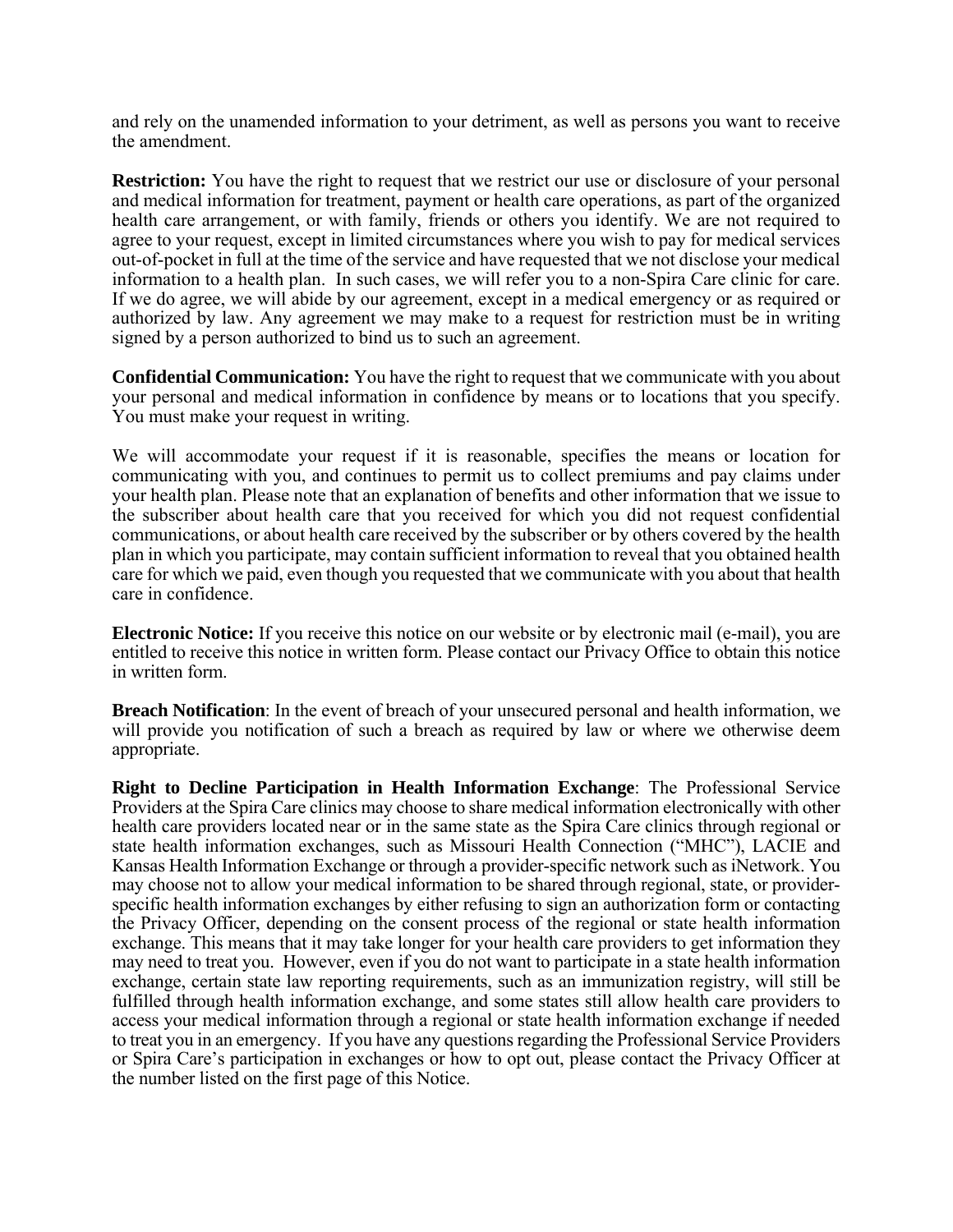and rely on the unamended information to your detriment, as well as persons you want to receive the amendment.

**Restriction:** You have the right to request that we restrict our use or disclosure of your personal and medical information for treatment, payment or health care operations, as part of the organized health care arrangement, or with family, friends or others you identify. We are not required to agree to your request, except in limited circumstances where you wish to pay for medical services out-of-pocket in full at the time of the service and have requested that we not disclose your medical information to a health plan. In such cases, we will refer you to a non-Spira Care clinic for care. If we do agree, we will abide by our agreement, except in a medical emergency or as required or authorized by law. Any agreement we may make to a request for restriction must be in writing signed by a person authorized to bind us to such an agreement.

**Confidential Communication:** You have the right to request that we communicate with you about your personal and medical information in confidence by means or to locations that you specify. You must make your request in writing.

We will accommodate your request if it is reasonable, specifies the means or location for communicating with you, and continues to permit us to collect premiums and pay claims under your health plan. Please note that an explanation of benefits and other information that we issue to the subscriber about health care that you received for which you did not request confidential communications, or about health care received by the subscriber or by others covered by the health plan in which you participate, may contain sufficient information to reveal that you obtained health care for which we paid, even though you requested that we communicate with you about that health care in confidence.

**Electronic Notice:** If you receive this notice on our website or by electronic mail (e-mail), you are entitled to receive this notice in written form. Please contact our Privacy Office to obtain this notice in written form.

**Breach Notification**: In the event of breach of your unsecured personal and health information, we will provide you notification of such a breach as required by law or where we otherwise deem appropriate.

**Right to Decline Participation in Health Information Exchange**: The Professional Service Providers at the Spira Care clinics may choose to share medical information electronically with other health care providers located near or in the same state as the Spira Care clinics through regional or state health information exchanges, such as Missouri Health Connection ("MHC"), LACIE and Kansas Health Information Exchange or through a provider-specific network such as iNetwork. You may choose not to allow your medical information to be shared through regional, state, or provider-specific health information exchanges by either refusing to sign an authorization form or contacting the Privacy Officer, depending on the consent process of the regional or state health information exchange. This means that it may take longer for your health care providers to get information they may need to treat you. However, even if you do not want to participate in a state health information exchange, certain state law reporting requirements, such as an immunization registry, will still be fulfilled through health information exchange, and some states still allow health care providers to access your medical information through a regional or state health information exchange if needed to treat you in an emergency. If you have any questions regarding the Professional Service Providers or Spira Care's participation in exchanges or how to opt out, please contact the Privacy Officer at the number listed on the first page of this Notice.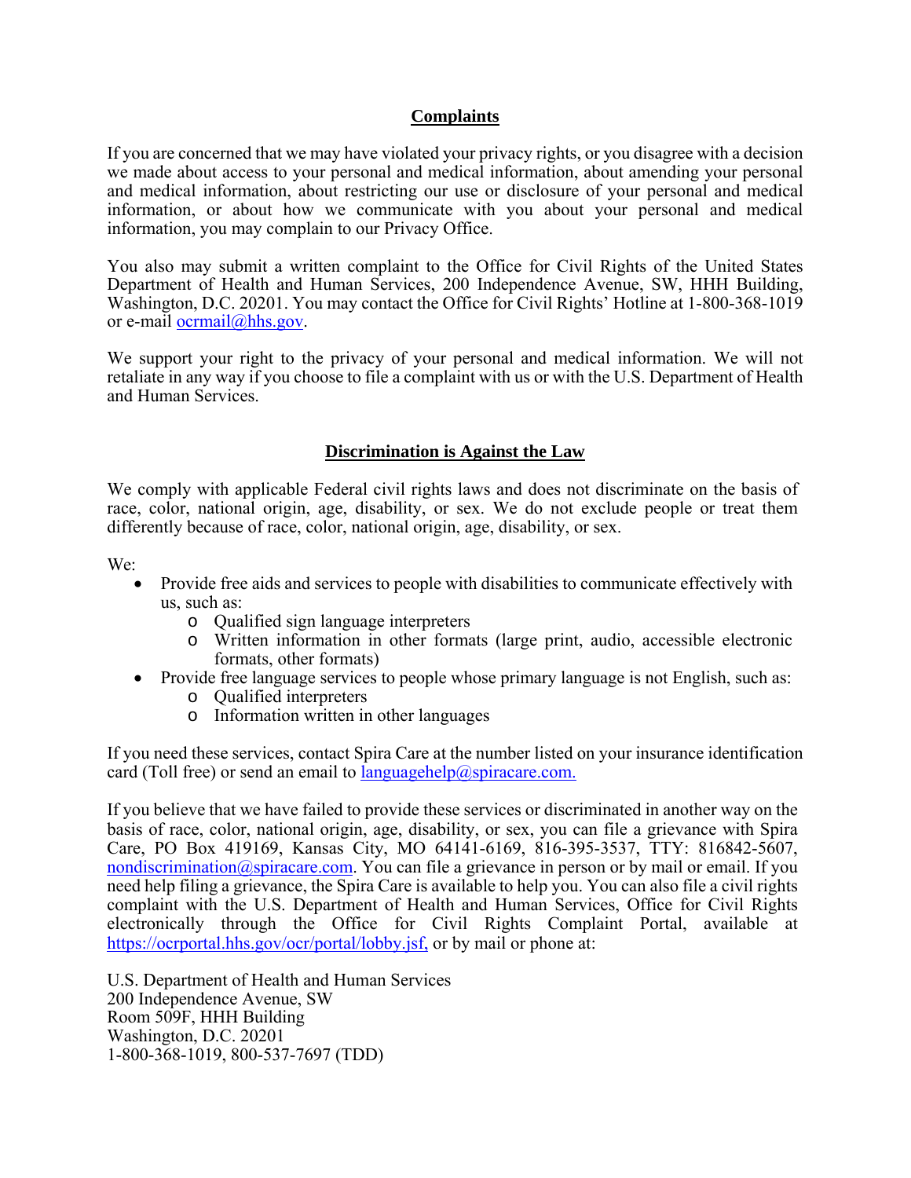## Complaints

If you are concerned that we may have violated your privacy rights, or you disagree with a decision we made about access to your personal and medical information, about amending your personal and medical information, about restricting our use or disclosure of your personal and medical information, or about how we communicate with you about your personal and medical information, you may complain to our Privacy Office.

You also may submit a written complaint to the Office for Civil Rights of the United States Department of Health and Human Services, 200 Independence Avenue, SW, HHH Building, Washington, D.C. 20201. You may contact the Office for Civil Rights' Hotline at 1-800-368-1019 or e-mail ocrmail@hhs.gov.

We support your right to the privacy of your personal and medical information. We will not retaliate in any way if you choose to file a complaint with us or with the U.S. Department of Health and Human Services.

## Discrimination is Against the Law

We comply with applicable Federal civil rights laws and does not discriminate on the basis of race, color, national origin, age, disability, or sex. We do not exclude people or treat them differently because of race, color, national origin, age, disability, or sex.

We:

- Provide free aids and services to people with disabilities to communicate effectively with us, such as:
  - Qualified sign language interpreters
  - Written information in other formats (large print, audio, accessible electronic formats, other formats)
- Provide free language services to people whose primary language is not English, such as:
  - Qualified interpreters
  - Information written in other languages

If you need these services, contact Spira Care at the number listed on your insurance identification card (Toll free) or send an email to languagehelp@spiracare.com.

If you believe that we have failed to provide these services or discriminated in another way on the basis of race, color, national origin, age, disability, or sex, you can file a grievance with Spira Care, PO Box 419169, Kansas City, MO 64141-6169, 816-395-3537, TTY: 816842-5607, nondiscrimination@spiracare.com. You can file a grievance in person or by mail or email. If you need help filing a grievance, the Spira Care is available to help you. You can also file a civil rights complaint with the U.S. Department of Health and Human Services, Office for Civil Rights electronically through the Office for Civil Rights Complaint Portal, available at https://ocrportal.hhs.gov/ocr/portal/lobby.jsf, or by mail or phone at:

U.S. Department of Health and Human Services
200 Independence Avenue, SW
Room 509F, HHH Building
Washington, D.C. 20201
1-800-368-1019, 800-537-7697 (TDD)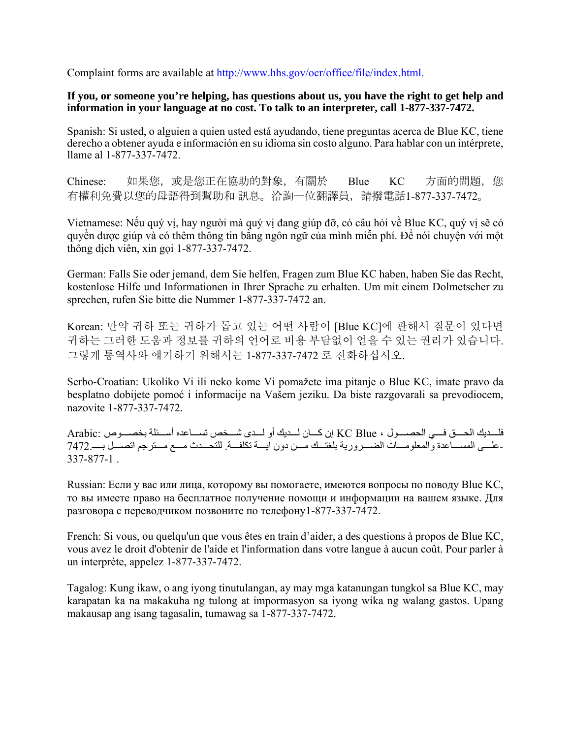Complaint forms are available at http://www.hhs.gov/ocr/office/file/index.html.

**If you, or someone you're helping, has questions about us, you have the right to get help and information in your language at no cost. To talk to an interpreter, call 1-877-337-7472.**

Spanish: Si usted, o alguien a quien usted está ayudando, tiene preguntas acerca de Blue KC, tiene derecho a obtener ayuda e información en su idioma sin costo alguno. Para hablar con un intérprete, llame al 1-877-337-7472.

Chinese: 如果您，或是您正在協助的對象，有關於 Blue KC 方面的問題，您有權利免費以您的母語得到幫助和 訊息。洽詢一位翻譯員，請撥電話1-877-337-7472。

Vietnamese: Nếu quý vị, hay người mà quý vị đang giúp đỡ, có câu hỏi về Blue KC, quý vị sẽ có quyền được giúp và có thêm thông tin bằng ngôn ngữ của mình miễn phí. Để nói chuyện với một thông dịch viên, xin gọi 1-877-337-7472.

German: Falls Sie oder jemand, dem Sie helfen, Fragen zum Blue KC haben, haben Sie das Recht, kostenlose Hilfe und Informationen in Ihrer Sprache zu erhalten. Um mit einem Dolmetscher zu sprechen, rufen Sie bitte die Nummer 1-877-337-7472 an.

Korean: 만약 귀하 또는 귀하가 돕고 있는 어떤 사람이 [Blue KC]에 관해서 질문이 있다면 귀하는 그러한 도움과 정보를 귀하의 언어로 비용 부담없이 얻을 수 있는 권리가 있습니다. 그렇게 통역사와 얘기하기 위해서는 1-877-337-7472 로 전화하십시오.

Serbo-Croatian: Ukoliko Vi ili neko kome Vi pomažete ima pitanje o Blue KC, imate pravo da besplatno dobijete pomoć i informacije na Vašem jeziku. Da biste razgovarali sa prevodiocem, nazovite 1-877-337-7472.

Arabic: إن كـان لـديك أو لـدى شـخص تسـاعده أسـئلة بخصـوص KC Blue ، فلـديك الحـق فـي الحصـول علـى المسـاعدة والمعلومـات الضـرورية بلغتـك مـن دون ايـة تكلفـة. للتحـدث مـع مـترجم اتصـل بـ 7472-337-877-1 .

Russian: Если у вас или лица, которому вы помогаете, имеются вопросы по поводу Blue KC, то вы имеете право на бесплатное получение помощи и информации на вашем языке. Для разговора с переводчиком позвоните по телефону1-877-337-7472.

French: Si vous, ou quelqu'un que vous êtes en train d'aider, a des questions à propos de Blue KC, vous avez le droit d'obtenir de l'aide et l'information dans votre langue à aucun coût. Pour parler à un interprète, appelez 1-877-337-7472.

Tagalog: Kung ikaw, o ang iyong tinutulangan, ay may mga katanungan tungkol sa Blue KC, may karapatan ka na makakuha ng tulong at impormasyon sa iyong wika ng walang gastos. Upang makausap ang isang tagasalin, tumawag sa 1-877-337-7472.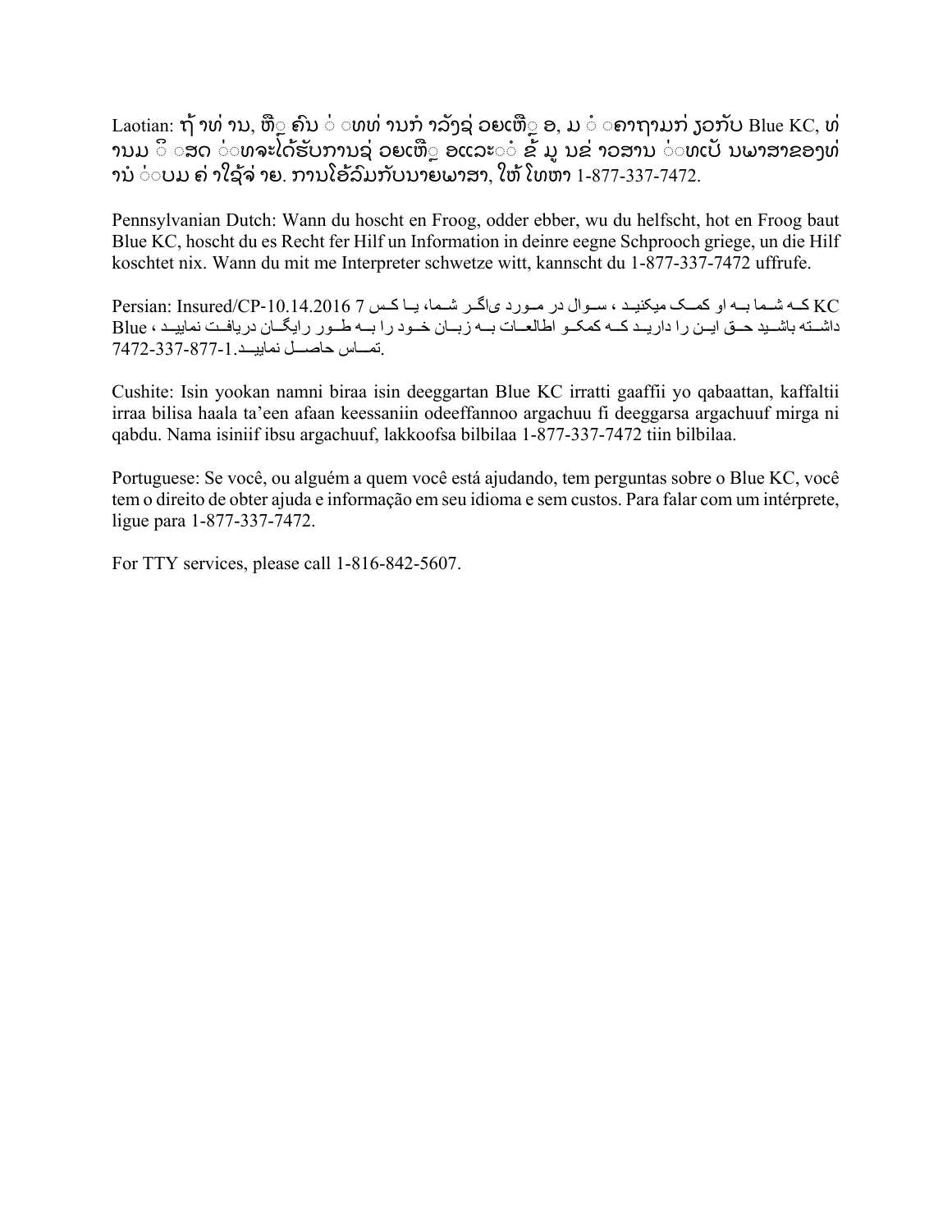Laotian: ຖ້ າທ່ ານ, ຫຼື ຄົນ ່ ່ທທ່ ານກໍ າລັງຊ່ ວຍເຫຼື ອ, ມ ່ ່ຄາຖາມກ່ ຽວກັບ Blue KC, ທ່ ານມ ີ ່ສດ ່ ່ທຈະໄດ້ຮັບການຊ່ ວຍເຫຼື ອແລະ ່ ່ ຂໍ້ ມູ ນຂ່ າວສານ ່ ່ທເປັ ນພາສາຂອງທ່ ານໍ ່ ່ບມ ຄ່ າໃຊ້ຈ່ າຍ. ການໂອ້ລົມກັບນາຍພາສາ, ໃຫ້ ໂທຫາ 1-877-337-7472.

Pennsylvanian Dutch: Wann du hoscht en Froog, odder ebber, wu du helfscht, hot en Froog baut Blue KC, hoscht du es Recht fer Hilf un Information in deinre eegne Schprooch griege, un die Hilf koschtet nix. Wann du mit me Interpreter schwetze witt, kannscht du 1-877-337-7472 uffrufe.

Persian: Insured/CP-10.14.2016 7 KC کــه شــما بــه او کمــک میکنیــد ، ســوال در مــورد ی‌اگــر شــما، یــا کــس Blue داشــته باشــید حــق ایــن را داریــد کــه کمکــو اطالعــات بــه زبــان خــود را بــه طــور رایگــان دریافــت نماییــد ، تمــاس حاصــل نماییــد.1-877-337-7472.

Cushite: Isin yookan namni biraa isin deeggartan Blue KC irratti gaaffii yo qabaattan, kaffaltii irraa bilisa haala ta'een afaan keessaniin odeeffannoo argachuu fi deeggarsa argachuuf mirga ni qabdu. Nama isiniif ibsu argachuuf, lakkoofsa bilbilaa 1-877-337-7472 tiin bilbilaa.

Portuguese: Se você, ou alguém a quem você está ajudando, tem perguntas sobre o Blue KC, você tem o direito de obter ajuda e informação em seu idioma e sem custos. Para falar com um intérprete, ligue para 1-877-337-7472.

For TTY services, please call 1-816-842-5607.